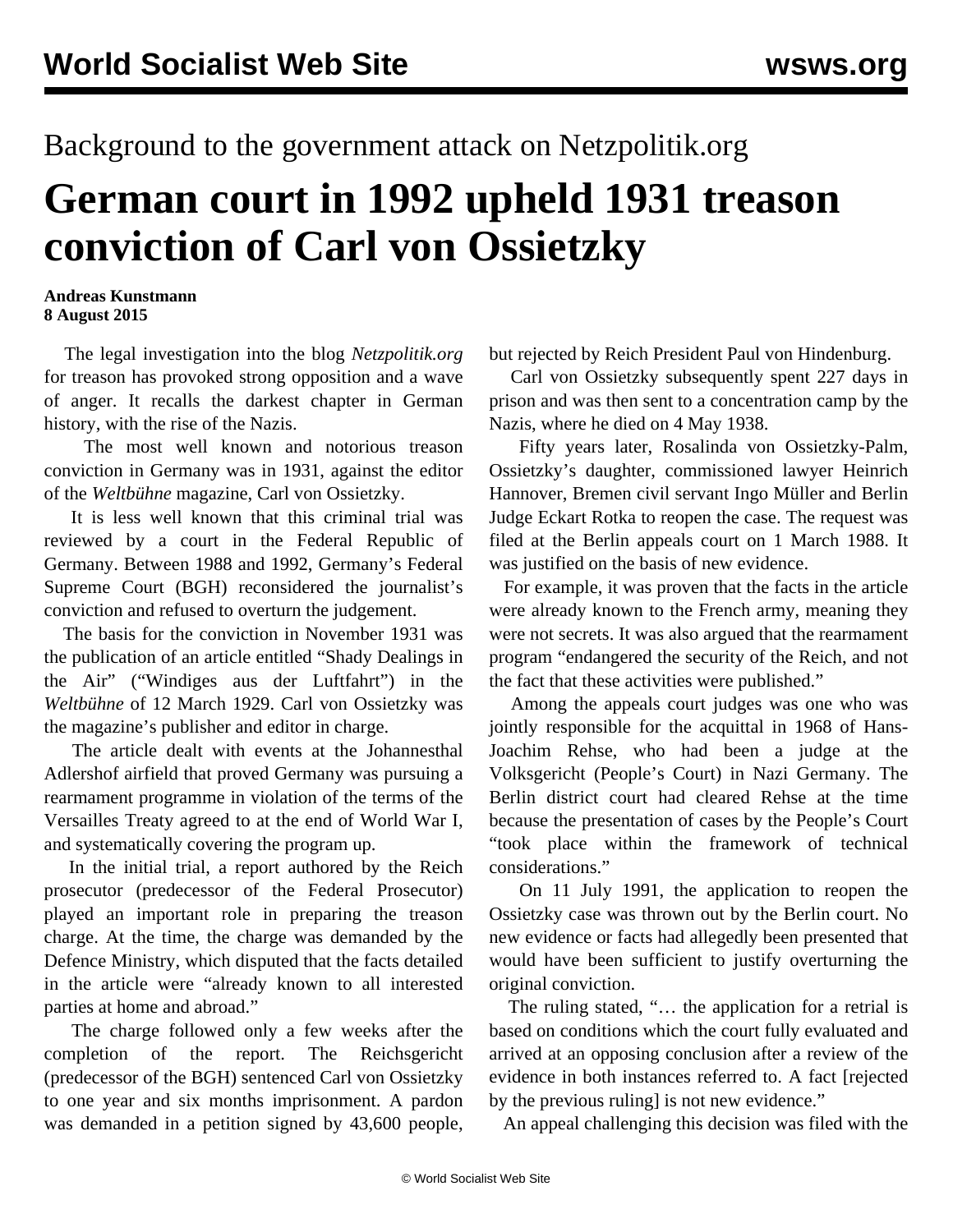Background to the government attack on Netzpolitik.org

# German court in 1992 upheld 1931 treason conviction of Carl von Ossietzky

**Andreas Kunstmann**
**8 August 2015**

The legal investigation into the blog *Netzpolitik.org* for treason has provoked strong opposition and a wave of anger. It recalls the darkest chapter in German history, with the rise of the Nazis.

The most well known and notorious treason conviction in Germany was in 1931, against the editor of the *Weltbühne* magazine, Carl von Ossietzky.

It is less well known that this criminal trial was reviewed by a court in the Federal Republic of Germany. Between 1988 and 1992, Germany's Federal Supreme Court (BGH) reconsidered the journalist's conviction and refused to overturn the judgement.

The basis for the conviction in November 1931 was the publication of an article entitled "Shady Dealings in the Air" ("Windiges aus der Luftfahrt") in the *Weltbühne* of 12 March 1929. Carl von Ossietzky was the magazine's publisher and editor in charge.

The article dealt with events at the Johannesthal Adlershof airfield that proved Germany was pursuing a rearmament programme in violation of the terms of the Versailles Treaty agreed to at the end of World War I, and systematically covering the program up.

In the initial trial, a report authored by the Reich prosecutor (predecessor of the Federal Prosecutor) played an important role in preparing the treason charge. At the time, the charge was demanded by the Defence Ministry, which disputed that the facts detailed in the article were "already known to all interested parties at home and abroad."

The charge followed only a few weeks after the completion of the report. The Reichsgericht (predecessor of the BGH) sentenced Carl von Ossietzky to one year and six months imprisonment. A pardon was demanded in a petition signed by 43,600 people, but rejected by Reich President Paul von Hindenburg.

Carl von Ossietzky subsequently spent 227 days in prison and was then sent to a concentration camp by the Nazis, where he died on 4 May 1938.

Fifty years later, Rosalinda von Ossietzky-Palm, Ossietzky's daughter, commissioned lawyer Heinrich Hannover, Bremen civil servant Ingo Müller and Berlin Judge Eckart Rotka to reopen the case. The request was filed at the Berlin appeals court on 1 March 1988. It was justified on the basis of new evidence.

For example, it was proven that the facts in the article were already known to the French army, meaning they were not secrets. It was also argued that the rearmament program "endangered the security of the Reich, and not the fact that these activities were published."

Among the appeals court judges was one who was jointly responsible for the acquittal in 1968 of Hans-Joachim Rehse, who had been a judge at the Volksgericht (People's Court) in Nazi Germany. The Berlin district court had cleared Rehse at the time because the presentation of cases by the People's Court "took place within the framework of technical considerations."

On 11 July 1991, the application to reopen the Ossietzky case was thrown out by the Berlin court. No new evidence or facts had allegedly been presented that would have been sufficient to justify overturning the original conviction.

The ruling stated, "… the application for a retrial is based on conditions which the court fully evaluated and arrived at an opposing conclusion after a review of the evidence in both instances referred to. A fact [rejected by the previous ruling] is not new evidence."

An appeal challenging this decision was filed with the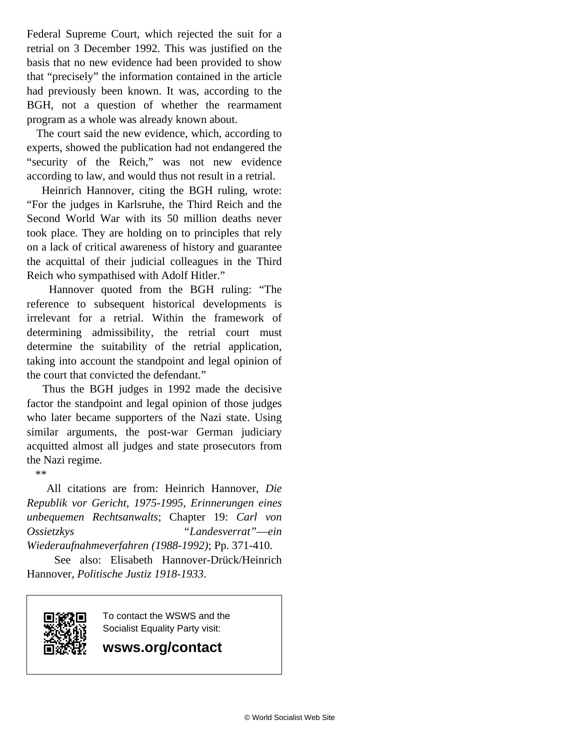Federal Supreme Court, which rejected the suit for a retrial on 3 December 1992. This was justified on the basis that no new evidence had been provided to show that "precisely" the information contained in the article had previously been known. It was, according to the BGH, not a question of whether the rearmament program as a whole was already known about.

The court said the new evidence, which, according to experts, showed the publication had not endangered the "security of the Reich," was not new evidence according to law, and would thus not result in a retrial.

Heinrich Hannover, citing the BGH ruling, wrote: "For the judges in Karlsruhe, the Third Reich and the Second World War with its 50 million deaths never took place. They are holding on to principles that rely on a lack of critical awareness of history and guarantee the acquittal of their judicial colleagues in the Third Reich who sympathised with Adolf Hitler."

Hannover quoted from the BGH ruling: "The reference to subsequent historical developments is irrelevant for a retrial. Within the framework of determining admissibility, the retrial court must determine the suitability of the retrial application, taking into account the standpoint and legal opinion of the court that convicted the defendant."

Thus the BGH judges in 1992 made the decisive factor the standpoint and legal opinion of those judges who later became supporters of the Nazi state. Using similar arguments, the post-war German judiciary acquitted almost all judges and state prosecutors from the Nazi regime.

**

All citations are from: Heinrich Hannover, *Die Republik vor Gericht, 1975-1995, Erinnerungen eines unbequemen Rechtsanwalts*; Chapter 19: *Carl von Ossietzkys "Landesverrat"—ein Wiederaufnahmeverfahren (1988-1992)*; Pp. 371-410.

See also: Elisabeth Hannover-Drück/Heinrich Hannover, *Politische Justiz 1918-1933*.

To contact the WSWS and the Socialist Equality Party visit:

**wsws.org/contact**